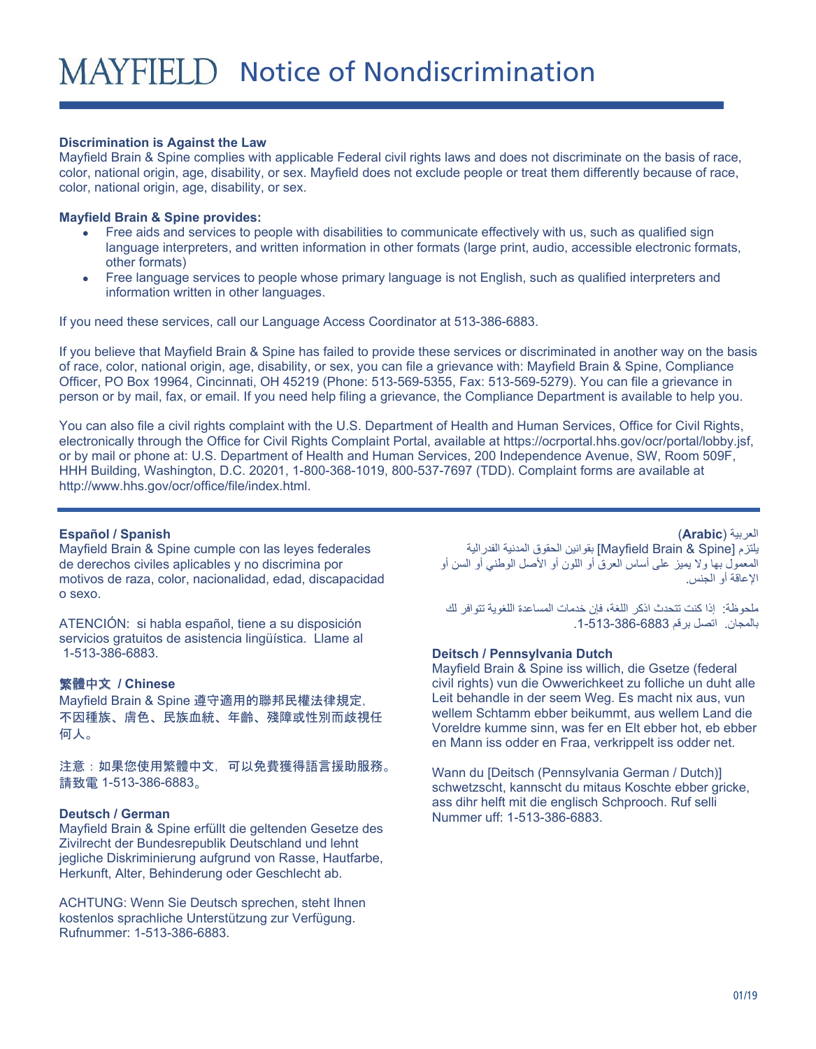# MAYFIELD Notice of Nondiscrimination

**Discrimination is Against the Law**

Mayfield Brain & Spine complies with applicable Federal civil rights laws and does not discriminate on the basis of race, color, national origin, age, disability, or sex. Mayfield does not exclude people or treat them differently because of race, color, national origin, age, disability, or sex.

**Mayfield Brain & Spine provides:**

- Free aids and services to people with disabilities to communicate effectively with us, such as qualified sign language interpreters, and written information in other formats (large print, audio, accessible electronic formats, other formats)
- Free language services to people whose primary language is not English, such as qualified interpreters and information written in other languages.

If you need these services, call our Language Access Coordinator at 513-386-6883.

If you believe that Mayfield Brain & Spine has failed to provide these services or discriminated in another way on the basis of race, color, national origin, age, disability, or sex, you can file a grievance with: Mayfield Brain & Spine, Compliance Officer, PO Box 19964, Cincinnati, OH 45219 (Phone: 513-569-5355, Fax: 513-569-5279). You can file a grievance in person or by mail, fax, or email. If you need help filing a grievance, the Compliance Department is available to help you.

You can also file a civil rights complaint with the U.S. Department of Health and Human Services, Office for Civil Rights, electronically through the Office for Civil Rights Complaint Portal, available at https://ocrportal.hhs.gov/ocr/portal/lobby.jsf, or by mail or phone at: U.S. Department of Health and Human Services, 200 Independence Avenue, SW, Room 509F, HHH Building, Washington, D.C. 20201, 1-800-368-1019, 800-537-7697 (TDD). Complaint forms are available at http://www.hhs.gov/ocr/office/file/index.html.

---

**Español / Spanish**

Mayfield Brain & Spine cumple con las leyes federales de derechos civiles aplicables y no discrimina por motivos de raza, color, nacionalidad, edad, discapacidad o sexo.

ATENCIÓN: si habla español, tiene a su disposición servicios gratuitos de asistencia lingüística. Llame al 1-513-386-6883.

**繁體中文 / Chinese**

Mayfield Brain & Spine 遵守適用的聯邦民權法律規定，不因種族、膚色、民族血統、年齡、殘障或性別而歧視任何人。

注意：如果您使用繁體中文，可以免費獲得語言援助服務。請致電 1-513-386-6883。

**Deutsch / German**

Mayfield Brain & Spine erfüllt die geltenden Gesetze des Zivilrecht der Bundesrepublik Deutschland und lehnt jegliche Diskriminierung aufgrund von Rasse, Hautfarbe, Herkunft, Alter, Behinderung oder Geschlecht ab.

ACHTUNG: Wenn Sie Deutsch sprechen, steht Ihnen kostenlos sprachliche Unterstützung zur Verfügung. Rufnummer: 1-513-386-6883.

**العربية (Arabic)**

يلتزم [Mayfield Brain & Spine] بقوانين الحقوق المدنية الفدرالية المعمول بها ولا يميز على أساس العرق أو اللون أو الأصل الوطني أو السن أو الإعاقة أو الجنس.

ملحوظة: إذا كنت تتحدث اذكر اللغة، فإن خدمات المساعدة اللغوية تتوافر لك بالمجان. اتصل برقم 1-513-386-6883.

**Deitsch / Pennsylvania Dutch**

Mayfield Brain & Spine iss willich, die Gsetze (federal civil rights) vun die Owwerichkeet zu folliche un duht alle Leit behandle in der seem Weg. Es macht nix aus, vun wellem Schtamm ebber beikummt, aus wellem Land die Voreldre kumme sinn, was fer en Elt ebber hot, eb ebber en Mann iss odder en Fraa, verkrippelt iss odder net.

Wann du [Deitsch (Pennsylvania German / Dutch)] schwetzscht, kannscht du mitaus Koschte ebber gricke, ass dihr helft mit die englisch Schprooch. Ruf selli Nummer uff: 1-513-386-6883.

01/19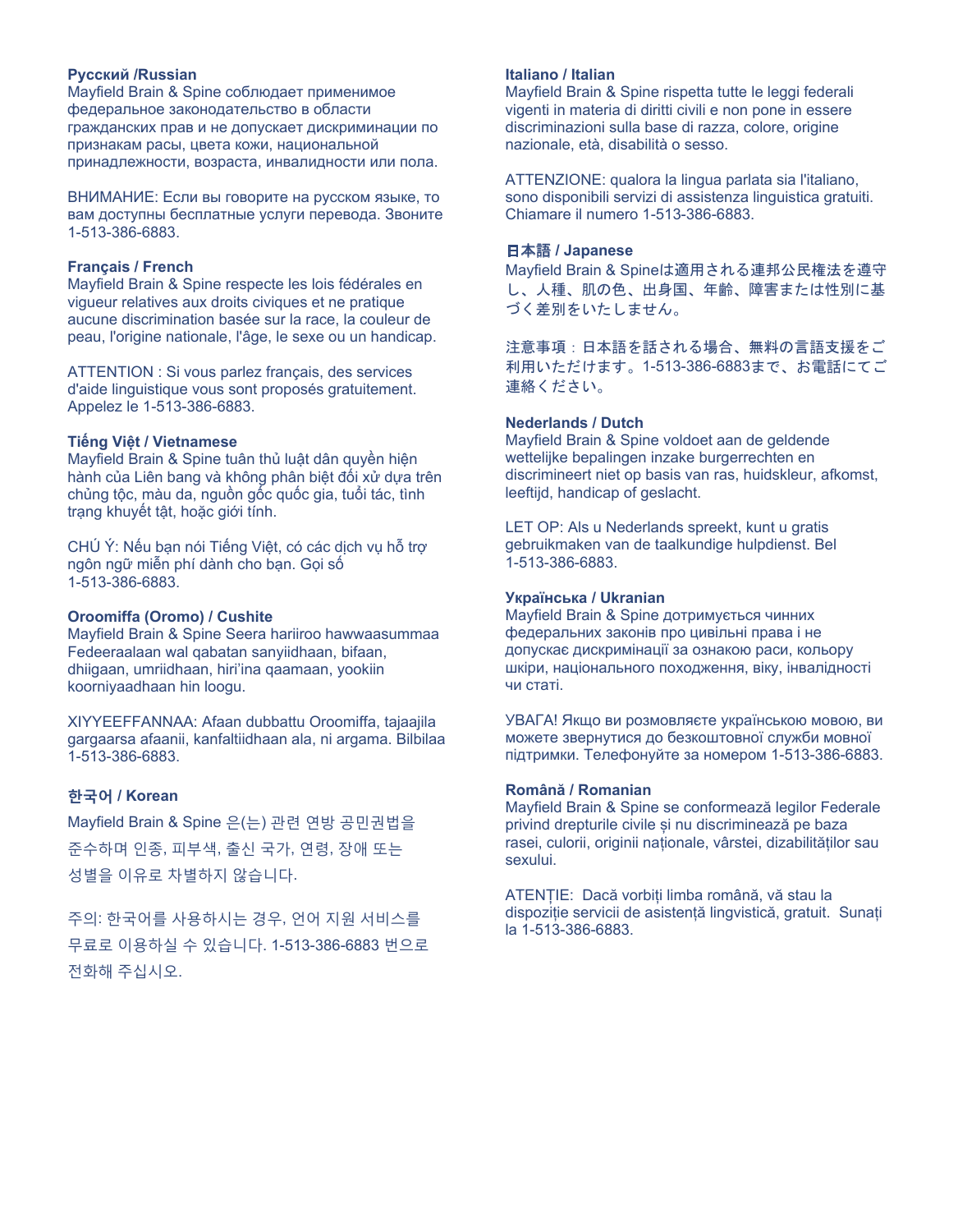**Русский /Russian**

Mayfield Brain & Spine соблюдает применимое федеральное законодательство в области гражданских прав и не допускает дискриминации по признакам расы, цвета кожи, национальной принадлежности, возраста, инвалидности или пола.

ВНИМАНИЕ: Если вы говорите на русском языке, то вам доступны бесплатные услуги перевода. Звоните 1-513-386-6883.

**Français / French**

Mayfield Brain & Spine respecte les lois fédérales en vigueur relatives aux droits civiques et ne pratique aucune discrimination basée sur la race, la couleur de peau, l'origine nationale, l'âge, le sexe ou un handicap.

ATTENTION : Si vous parlez français, des services d'aide linguistique vous sont proposés gratuitement. Appelez le 1-513-386-6883.

**Tiếng Việt / Vietnamese**

Mayfield Brain & Spine tuân thủ luật dân quyền hiện hành của Liên bang và không phân biệt đối xử dựa trên chủng tộc, màu da, nguồn gốc quốc gia, tuổi tác, tình trạng khuyết tật, hoặc giới tính.

CHÚ Ý: Nếu bạn nói Tiếng Việt, có các dịch vụ hỗ trợ ngôn ngữ miễn phí dành cho bạn. Gọi số 1-513-386-6883.

**Oroomiffa (Oromo) / Cushite**

Mayfield Brain & Spine Seera hariiroo hawwaasummaa Fedeeraalaan wal qabatan sanyiidhaan, bifaan, dhiigaan, umriidhaan, hiri'ina qaamaan, yookiin koorniyaadhaan hin loogu.

XIYYEEFFANNAA: Afaan dubbattu Oroomiffa, tajaajila gargaarsa afaanii, kanfaltiidhaan ala, ni argama. Bilbilaa 1-513-386-6883.

**한국어 / Korean**

Mayfield Brain & Spine 은(는) 관련 연방 공민권법을 준수하며 인종, 피부색, 출신 국가, 연령, 장애 또는 성별을 이유로 차별하지 않습니다.

주의: 한국어를 사용하시는 경우, 언어 지원 서비스를 무료로 이용하실 수 있습니다. 1-513-386-6883 번으로 전화해 주십시오.

**Italiano / Italian**

Mayfield Brain & Spine rispetta tutte le leggi federali vigenti in materia di diritti civili e non pone in essere discriminazioni sulla base di razza, colore, origine nazionale, età, disabilità o sesso.

ATTENZIONE: qualora la lingua parlata sia l'italiano, sono disponibili servizi di assistenza linguistica gratuiti. Chiamare il numero 1-513-386-6883.

**日本語 / Japanese**

Mayfield Brain & Spineは適用される連邦公民権法を遵守し、人種、肌の色、出身国、年齢、障害または性別に基づく差別をいたしません。

注意事項：日本語を話される場合、無料の言語支援をご利用いただけます。1-513-386-6883まで、お電話にてご連絡ください。

**Nederlands / Dutch**

Mayfield Brain & Spine voldoet aan de geldende wettelijke bepalingen inzake burgerrechten en discrimineert niet op basis van ras, huidskleur, afkomst, leeftijd, handicap of geslacht.

LET OP: Als u Nederlands spreekt, kunt u gratis gebruikmaken van de taalkundige hulpdienst. Bel 1-513-386-6883.

**Українська / Ukranian**

Mayfield Brain & Spine дотримується чинних федеральних законів про цивільні права і не допускає дискримінації за ознакою раси, кольору шкіри, національного походження, віку, інвалідності чи статі.

УВАГА! Якщо ви розмовляєте українською мовою, ви можете звернутися до безкоштовної служби мовної підтримки. Телефонуйте за номером 1-513-386-6883.

**Română / Romanian**

Mayfield Brain & Spine se conformează legilor Federale privind drepturile civile și nu discriminează pe baza rasei, culorii, originii naționale, vârstei, dizabilităților sau sexului.

ATENȚIE: Dacă vorbiți limba română, vă stau la dispoziție servicii de asistență lingvistică, gratuit. Sunați la 1-513-386-6883.